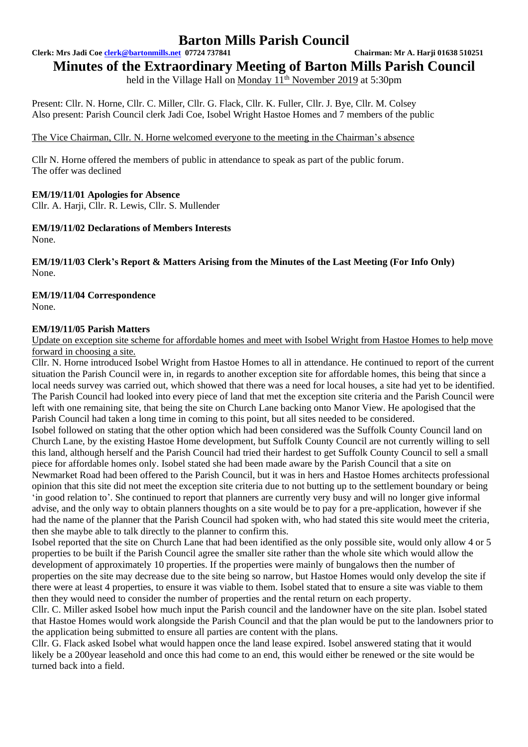# Barton Mills Parish Council

**Clerk: Mrs Jadi Coe clerk@bartonmills.net 07724 737841** **Chairman: Mr A. Harji 01638 510251**

# Minutes of the Extraordinary Meeting of Barton Mills Parish Council

held in the Village Hall on Monday 11th November 2019 at 5:30pm

Present: Cllr. N. Horne, Cllr. C. Miller, Cllr. G. Flack, Cllr. K. Fuller, Cllr. J. Bye, Cllr. M. Colsey
Also present: Parish Council clerk Jadi Coe, Isobel Wright Hastoe Homes and 7 members of the public

The Vice Chairman, Cllr. N. Horne welcomed everyone to the meeting in the Chairman's absence

Cllr N. Horne offered the members of public in attendance to speak as part of the public forum.
The offer was declined

**EM/19/11/01 Apologies for Absence**

Cllr. A. Harji, Cllr. R. Lewis, Cllr. S. Mullender

**EM/19/11/02 Declarations of Members Interests**

None.

**EM/19/11/03 Clerk's Report & Matters Arising from the Minutes of the Last Meeting (For Info Only)**

None.

**EM/19/11/04 Correspondence**

None.

**EM/19/11/05 Parish Matters**

Update on exception site scheme for affordable homes and meet with Isobel Wright from Hastoe Homes to help move forward in choosing a site.

Cllr. N. Horne introduced Isobel Wright from Hastoe Homes to all in attendance. He continued to report of the current situation the Parish Council were in, in regards to another exception site for affordable homes, this being that since a local needs survey was carried out, which showed that there was a need for local houses, a site had yet to be identified. The Parish Council had looked into every piece of land that met the exception site criteria and the Parish Council were left with one remaining site, that being the site on Church Lane backing onto Manor View. He apologised that the Parish Council had taken a long time in coming to this point, but all sites needed to be considered.

Isobel followed on stating that the other option which had been considered was the Suffolk County Council land on Church Lane, by the existing Hastoe Home development, but Suffolk County Council are not currently willing to sell this land, although herself and the Parish Council had tried their hardest to get Suffolk County Council to sell a small piece for affordable homes only. Isobel stated she had been made aware by the Parish Council that a site on Newmarket Road had been offered to the Parish Council, but it was in hers and Hastoe Homes architects professional opinion that this site did not meet the exception site criteria due to not butting up to the settlement boundary or being 'in good relation to'. She continued to report that planners are currently very busy and will no longer give informal advise, and the only way to obtain planners thoughts on a site would be to pay for a pre-application, however if she had the name of the planner that the Parish Council had spoken with, who had stated this site would meet the criteria, then she maybe able to talk directly to the planner to confirm this.

Isobel reported that the site on Church Lane that had been identified as the only possible site, would only allow 4 or 5 properties to be built if the Parish Council agree the smaller site rather than the whole site which would allow the development of approximately 10 properties. If the properties were mainly of bungalows then the number of properties on the site may decrease due to the site being so narrow, but Hastoe Homes would only develop the site if there were at least 4 properties, to ensure it was viable to them. Isobel stated that to ensure a site was viable to them then they would need to consider the number of properties and the rental return on each property.

Cllr. C. Miller asked Isobel how much input the Parish council and the landowner have on the site plan. Isobel stated that Hastoe Homes would work alongside the Parish Council and that the plan would be put to the landowners prior to the application being submitted to ensure all parties are content with the plans.

Cllr. G. Flack asked Isobel what would happen once the land lease expired. Isobel answered stating that it would likely be a 200year leasehold and once this had come to an end, this would either be renewed or the site would be turned back into a field.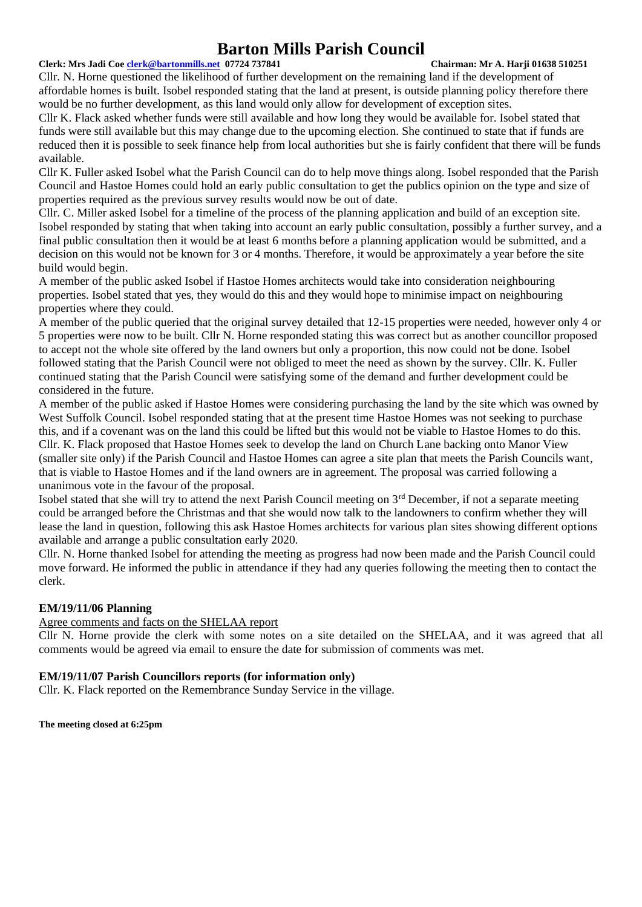Cllr. N. Horne questioned the likelihood of further development on the remaining land if the development of affordable homes is built. Isobel responded stating that the land at present, is outside planning policy therefore there would be no further development, as this land would only allow for development of exception sites.

Cllr K. Flack asked whether funds were still available and how long they would be available for. Isobel stated that funds were still available but this may change due to the upcoming election. She continued to state that if funds are reduced then it is possible to seek finance help from local authorities but she is fairly confident that there will be funds available.

Cllr K. Fuller asked Isobel what the Parish Council can do to help move things along. Isobel responded that the Parish Council and Hastoe Homes could hold an early public consultation to get the publics opinion on the type and size of properties required as the previous survey results would now be out of date.

Cllr. C. Miller asked Isobel for a timeline of the process of the planning application and build of an exception site. Isobel responded by stating that when taking into account an early public consultation, possibly a further survey, and a final public consultation then it would be at least 6 months before a planning application would be submitted, and a decision on this would not be known for 3 or 4 months. Therefore, it would be approximately a year before the site build would begin.

A member of the public asked Isobel if Hastoe Homes architects would take into consideration neighbouring properties. Isobel stated that yes, they would do this and they would hope to minimise impact on neighbouring properties where they could.

A member of the public queried that the original survey detailed that 12-15 properties were needed, however only 4 or 5 properties were now to be built. Cllr N. Horne responded stating this was correct but as another councillor proposed to accept not the whole site offered by the land owners but only a proportion, this now could not be done. Isobel followed stating that the Parish Council were not obliged to meet the need as shown by the survey. Cllr. K. Fuller continued stating that the Parish Council were satisfying some of the demand and further development could be considered in the future.

A member of the public asked if Hastoe Homes were considering purchasing the land by the site which was owned by West Suffolk Council. Isobel responded stating that at the present time Hastoe Homes was not seeking to purchase this, and if a covenant was on the land this could be lifted but this would not be viable to Hastoe Homes to do this.

Cllr. K. Flack proposed that Hastoe Homes seek to develop the land on Church Lane backing onto Manor View (smaller site only) if the Parish Council and Hastoe Homes can agree a site plan that meets the Parish Councils want, that is viable to Hastoe Homes and if the land owners are in agreement. The proposal was carried following a unanimous vote in the favour of the proposal.

Isobel stated that she will try to attend the next Parish Council meeting on 3rd December, if not a separate meeting could be arranged before the Christmas and that she would now talk to the landowners to confirm whether they will lease the land in question, following this ask Hastoe Homes architects for various plan sites showing different options available and arrange a public consultation early 2020.

Cllr. N. Horne thanked Isobel for attending the meeting as progress had now been made and the Parish Council could move forward. He informed the public in attendance if they had any queries following the meeting then to contact the clerk.

### EM/19/11/06 Planning

Agree comments and facts on the SHELAA report

Cllr N. Horne provide the clerk with some notes on a site detailed on the SHELAA, and it was agreed that all comments would be agreed via email to ensure the date for submission of comments was met.

### EM/19/11/07 Parish Councillors reports (for information only)

Cllr. K. Flack reported on the Remembrance Sunday Service in the village.

**The meeting closed at 6:25pm**